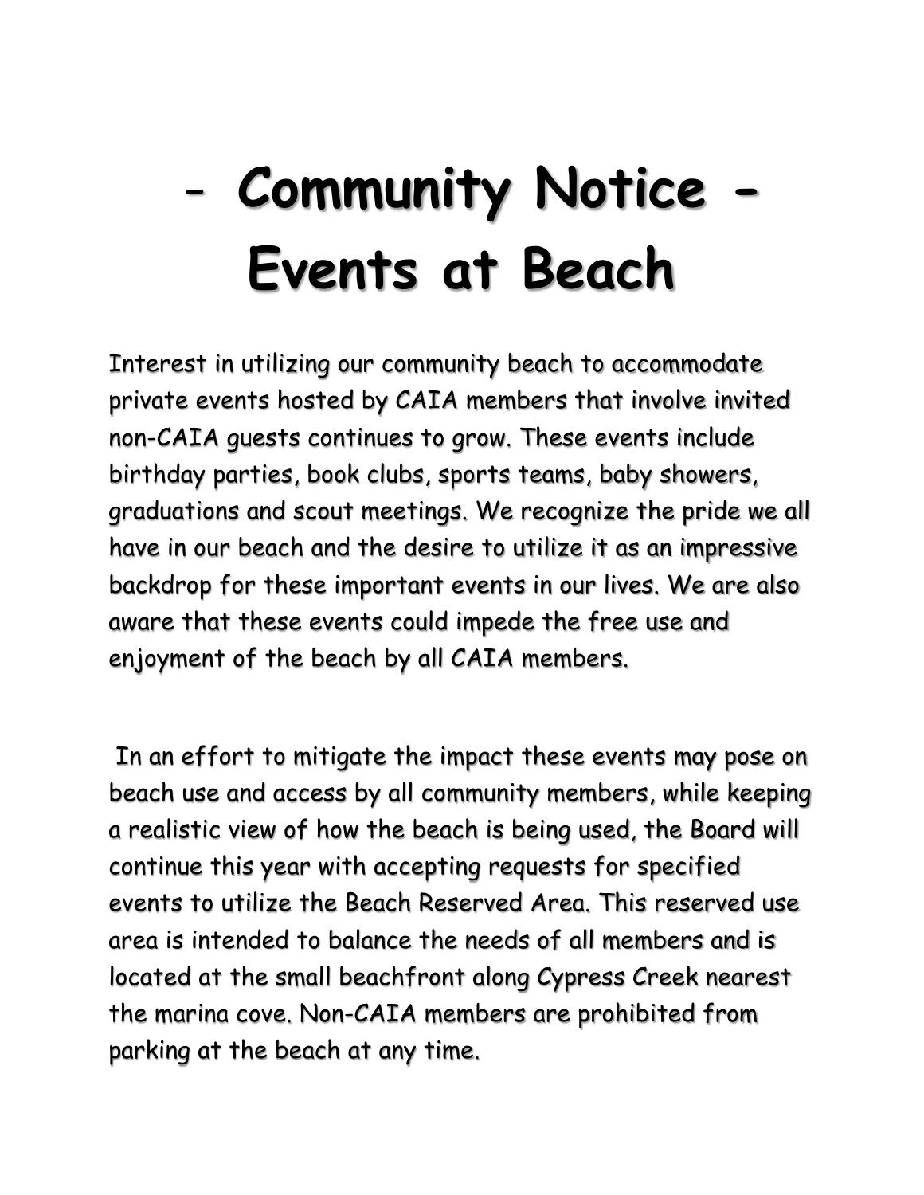# - Community Notice - Events at Beach

Interest in utilizing our community beach to accommodate private events hosted by CAIA members that involve invited non-CAIA guests continues to grow. These events include birthday parties, book clubs, sports teams, baby showers, graduations and scout meetings. We recognize the pride we all have in our beach and the desire to utilize it as an impressive backdrop for these important events in our lives. We are also aware that these events could impede the free use and enjoyment of the beach by all CAIA members.

In an effort to mitigate the impact these events may pose on beach use and access by all community members, while keeping a realistic view of how the beach is being used, the Board will continue this year with accepting requests for specified events to utilize the Beach Reserved Area. This reserved use area is intended to balance the needs of all members and is located at the small beachfront along Cypress Creek nearest the marina cove. Non-CAIA members are prohibited from parking at the beach at any time.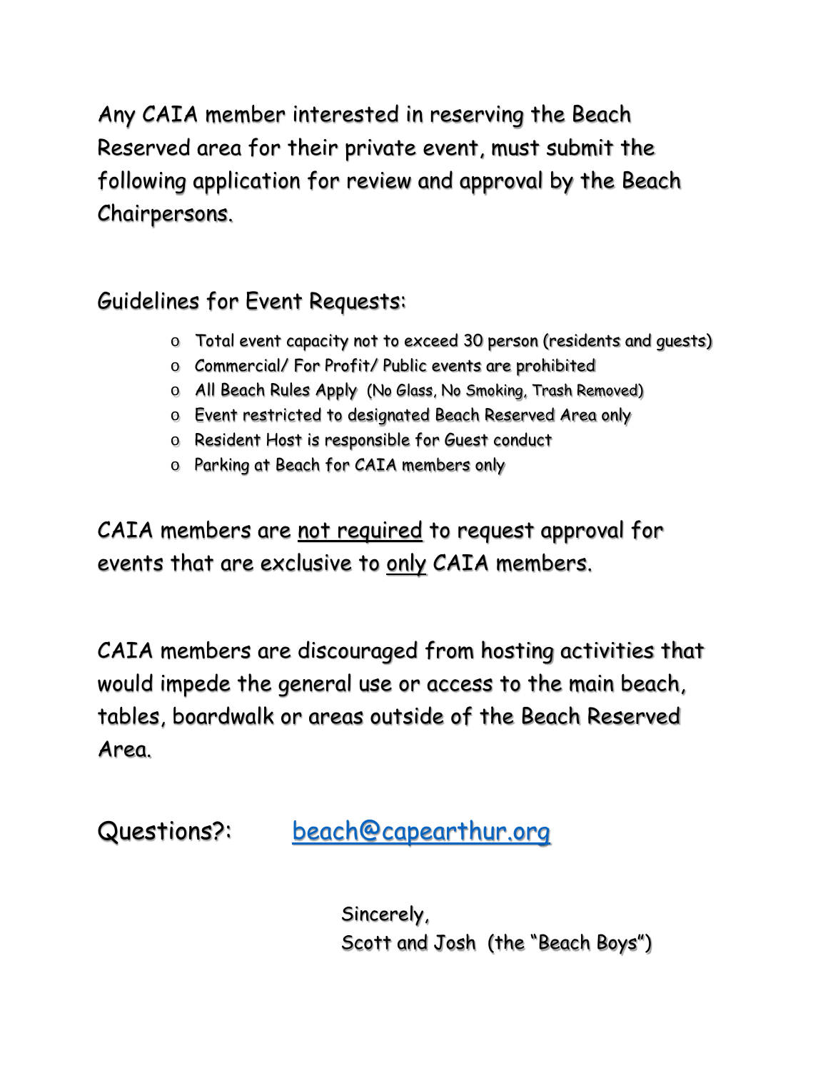Any CAIA member interested in reserving the Beach Reserved area for their private event, must submit the following application for review and approval by the Beach Chairpersons.

Guidelines for Event Requests:

- Total event capacity not to exceed 30 person (residents and guests)
- Commercial/ For Profit/ Public events are prohibited
- All Beach Rules Apply (No Glass, No Smoking, Trash Removed)
- Event restricted to designated Beach Reserved Area only
- Resident Host is responsible for Guest conduct
- Parking at Beach for CAIA members only

CAIA members are <u>not required</u> to request approval for events that are exclusive to <u>only</u> CAIA members.

CAIA members are discouraged from hosting activities that would impede the general use or access to the main beach, tables, boardwalk or areas outside of the Beach Reserved Area.

Questions?: [beach@capearthur.org](mailto:beach@capearthur.org)

Sincerely,
Scott and Josh (the "Beach Boys")